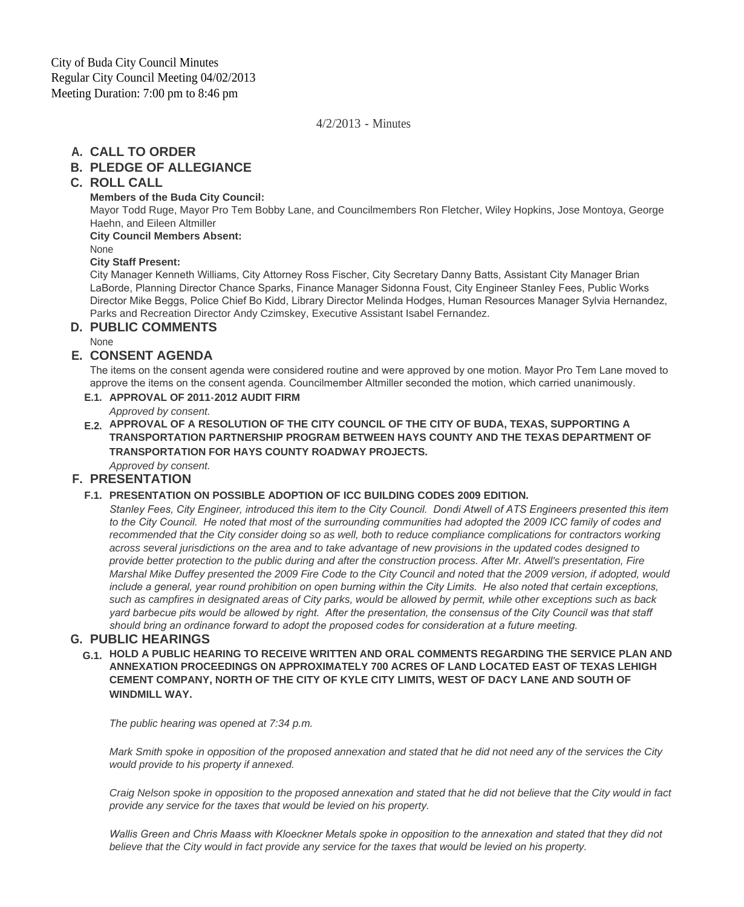City of Buda City Council Minutes
Regular City Council Meeting 04/02/2013
Meeting Duration: 7:00 pm to 8:46 pm

4/2/2013 - Minutes

## A. CALL TO ORDER

## B. PLEDGE OF ALLEGIANCE

## C. ROLL CALL

**Members of the Buda City Council:**

Mayor Todd Ruge, Mayor Pro Tem Bobby Lane, and Councilmembers Ron Fletcher, Wiley Hopkins, Jose Montoya, George Haehn, and Eileen Altmiller

**City Council Members Absent:**

None

**City Staff Present:**

City Manager Kenneth Williams, City Attorney Ross Fischer, City Secretary Danny Batts, Assistant City Manager Brian LaBorde, Planning Director Chance Sparks, Finance Manager Sidonna Foust, City Engineer Stanley Fees, Public Works Director Mike Beggs, Police Chief Bo Kidd, Library Director Melinda Hodges, Human Resources Manager Sylvia Hernandez, Parks and Recreation Director Andy Czimskey, Executive Assistant Isabel Fernandez.

## D. PUBLIC COMMENTS

None

## E. CONSENT AGENDA

The items on the consent agenda were considered routine and were approved by one motion. Mayor Pro Tem Lane moved to approve the items on the consent agenda. Councilmember Altmiller seconded the motion, which carried unanimously.

### E.1. APPROVAL OF 2011-2012 AUDIT FIRM

*Approved by consent.*

### E.2. APPROVAL OF A RESOLUTION OF THE CITY COUNCIL OF THE CITY OF BUDA, TEXAS, SUPPORTING A TRANSPORTATION PARTNERSHIP PROGRAM BETWEEN HAYS COUNTY AND THE TEXAS DEPARTMENT OF TRANSPORTATION FOR HAYS COUNTY ROADWAY PROJECTS.

*Approved by consent.*

## F. PRESENTATION

### F.1. PRESENTATION ON POSSIBLE ADOPTION OF ICC BUILDING CODES 2009 EDITION.

*Stanley Fees, City Engineer, introduced this item to the City Council. Dondi Atwell of ATS Engineers presented this item to the City Council. He noted that most of the surrounding communities had adopted the 2009 ICC family of codes and recommended that the City consider doing so as well, both to reduce compliance complications for contractors working across several jurisdictions on the area and to take advantage of new provisions in the updated codes designed to provide better protection to the public during and after the construction process. After Mr. Atwell's presentation, Fire Marshal Mike Duffey presented the 2009 Fire Code to the City Council and noted that the 2009 version, if adopted, would include a general, year round prohibition on open burning within the City Limits. He also noted that certain exceptions, such as campfires in designated areas of City parks, would be allowed by permit, while other exceptions such as back yard barbecue pits would be allowed by right. After the presentation, the consensus of the City Council was that staff should bring an ordinance forward to adopt the proposed codes for consideration at a future meeting.*

## G. PUBLIC HEARINGS

### G.1. HOLD A PUBLIC HEARING TO RECEIVE WRITTEN AND ORAL COMMENTS REGARDING THE SERVICE PLAN AND ANNEXATION PROCEEDINGS ON APPROXIMATELY 700 ACRES OF LAND LOCATED EAST OF TEXAS LEHIGH CEMENT COMPANY, NORTH OF THE CITY OF KYLE CITY LIMITS, WEST OF DACY LANE AND SOUTH OF WINDMILL WAY.

*The public hearing was opened at 7:34 p.m.*

*Mark Smith spoke in opposition of the proposed annexation and stated that he did not need any of the services the City would provide to his property if annexed.*

*Craig Nelson spoke in opposition to the proposed annexation and stated that he did not believe that the City would in fact provide any service for the taxes that would be levied on his property.*

*Wallis Green and Chris Maass with Kloeckner Metals spoke in opposition to the annexation and stated that they did not believe that the City would in fact provide any service for the taxes that would be levied on his property.*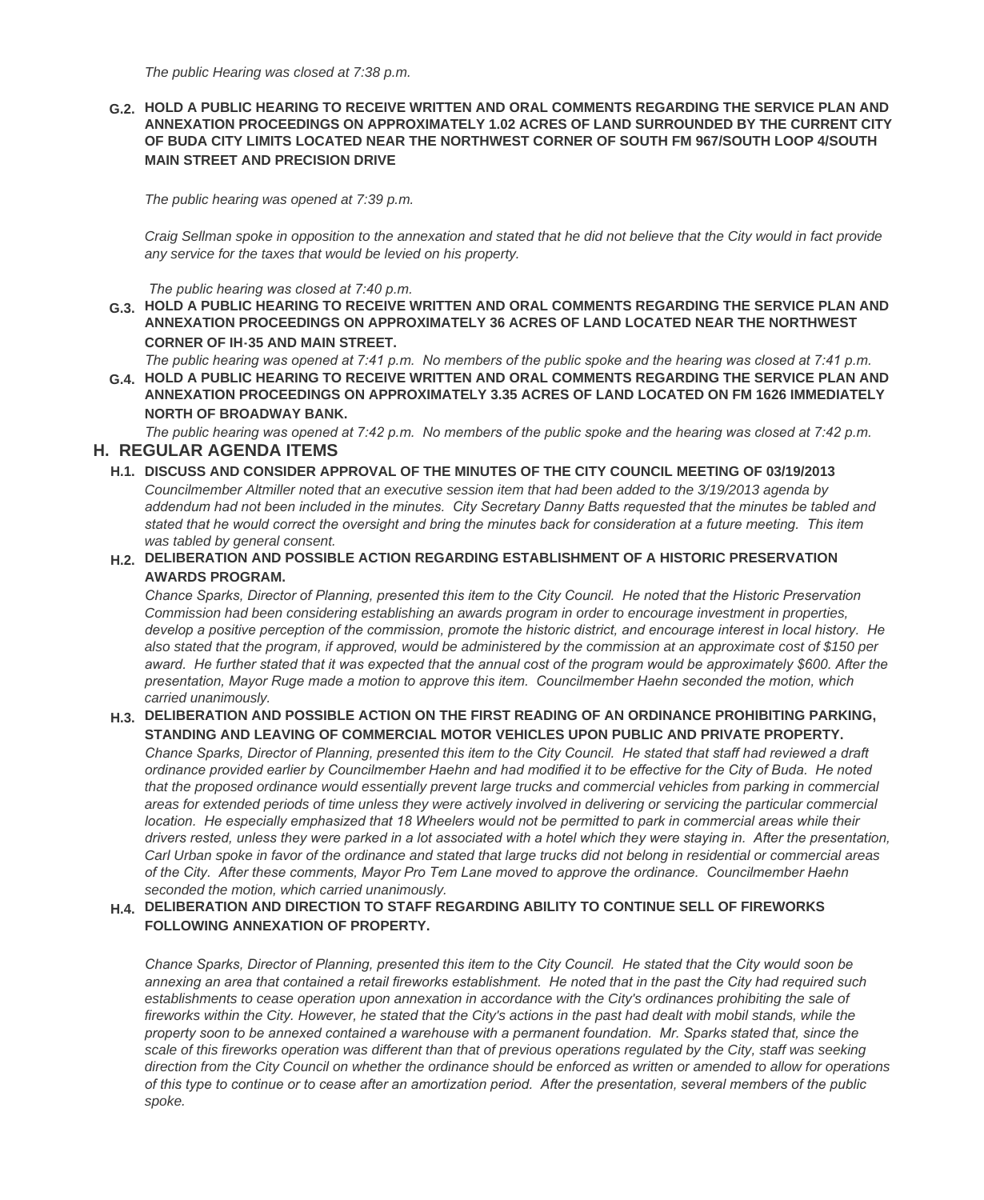*The public Hearing was closed at 7:38 p.m.*

**G.2. HOLD A PUBLIC HEARING TO RECEIVE WRITTEN AND ORAL COMMENTS REGARDING THE SERVICE PLAN AND ANNEXATION PROCEEDINGS ON APPROXIMATELY 1.02 ACRES OF LAND SURROUNDED BY THE CURRENT CITY OF BUDA CITY LIMITS LOCATED NEAR THE NORTHWEST CORNER OF SOUTH FM 967/SOUTH LOOP 4/SOUTH MAIN STREET AND PRECISION DRIVE**

*The public hearing was opened at 7:39 p.m.*

*Craig Sellman spoke in opposition to the annexation and stated that he did not believe that the City would in fact provide any service for the taxes that would be levied on his property.*

*The public hearing was closed at 7:40 p.m.*

**G.3. HOLD A PUBLIC HEARING TO RECEIVE WRITTEN AND ORAL COMMENTS REGARDING THE SERVICE PLAN AND ANNEXATION PROCEEDINGS ON APPROXIMATELY 36 ACRES OF LAND LOCATED NEAR THE NORTHWEST CORNER OF IH-35 AND MAIN STREET.**

*The public hearing was opened at 7:41 p.m. No members of the public spoke and the hearing was closed at 7:41 p.m.*

**G.4. HOLD A PUBLIC HEARING TO RECEIVE WRITTEN AND ORAL COMMENTS REGARDING THE SERVICE PLAN AND ANNEXATION PROCEEDINGS ON APPROXIMATELY 3.35 ACRES OF LAND LOCATED ON FM 1626 IMMEDIATELY NORTH OF BROADWAY BANK.**

*The public hearing was opened at 7:42 p.m. No members of the public spoke and the hearing was closed at 7:42 p.m.*

## H. REGULAR AGENDA ITEMS

**H.1. DISCUSS AND CONSIDER APPROVAL OF THE MINUTES OF THE CITY COUNCIL MEETING OF 03/19/2013**

*Councilmember Altmiller noted that an executive session item that had been added to the 3/19/2013 agenda by addendum had not been included in the minutes. City Secretary Danny Batts requested that the minutes be tabled and stated that he would correct the oversight and bring the minutes back for consideration at a future meeting. This item was tabled by general consent.*

**H.2. DELIBERATION AND POSSIBLE ACTION REGARDING ESTABLISHMENT OF A HISTORIC PRESERVATION AWARDS PROGRAM.**

*Chance Sparks, Director of Planning, presented this item to the City Council. He noted that the Historic Preservation Commission had been considering establishing an awards program in order to encourage investment in properties, develop a positive perception of the commission, promote the historic district, and encourage interest in local history. He also stated that the program, if approved, would be administered by the commission at an approximate cost of $150 per award. He further stated that it was expected that the annual cost of the program would be approximately $600. After the presentation, Mayor Ruge made a motion to approve this item. Councilmember Haehn seconded the motion, which carried unanimously.*

**H.3. DELIBERATION AND POSSIBLE ACTION ON THE FIRST READING OF AN ORDINANCE PROHIBITING PARKING, STANDING AND LEAVING OF COMMERCIAL MOTOR VEHICLES UPON PUBLIC AND PRIVATE PROPERTY.**

*Chance Sparks, Director of Planning, presented this item to the City Council. He stated that staff had reviewed a draft ordinance provided earlier by Councilmember Haehn and had modified it to be effective for the City of Buda. He noted that the proposed ordinance would essentially prevent large trucks and commercial vehicles from parking in commercial areas for extended periods of time unless they were actively involved in delivering or servicing the particular commercial location. He especially emphasized that 18 Wheelers would not be permitted to park in commercial areas while their drivers rested, unless they were parked in a lot associated with a hotel which they were staying in. After the presentation, Carl Urban spoke in favor of the ordinance and stated that large trucks did not belong in residential or commercial areas of the City. After these comments, Mayor Pro Tem Lane moved to approve the ordinance. Councilmember Haehn seconded the motion, which carried unanimously.*

**H.4. DELIBERATION AND DIRECTION TO STAFF REGARDING ABILITY TO CONTINUE SELL OF FIREWORKS FOLLOWING ANNEXATION OF PROPERTY.**

*Chance Sparks, Director of Planning, presented this item to the City Council. He stated that the City would soon be annexing an area that contained a retail fireworks establishment. He noted that in the past the City had required such establishments to cease operation upon annexation in accordance with the City's ordinances prohibiting the sale of fireworks within the City. However, he stated that the City's actions in the past had dealt with mobil stands, while the property soon to be annexed contained a warehouse with a permanent foundation. Mr. Sparks stated that, since the scale of this fireworks operation was different than that of previous operations regulated by the City, staff was seeking direction from the City Council on whether the ordinance should be enforced as written or amended to allow for operations of this type to continue or to cease after an amortization period. After the presentation, several members of the public spoke.*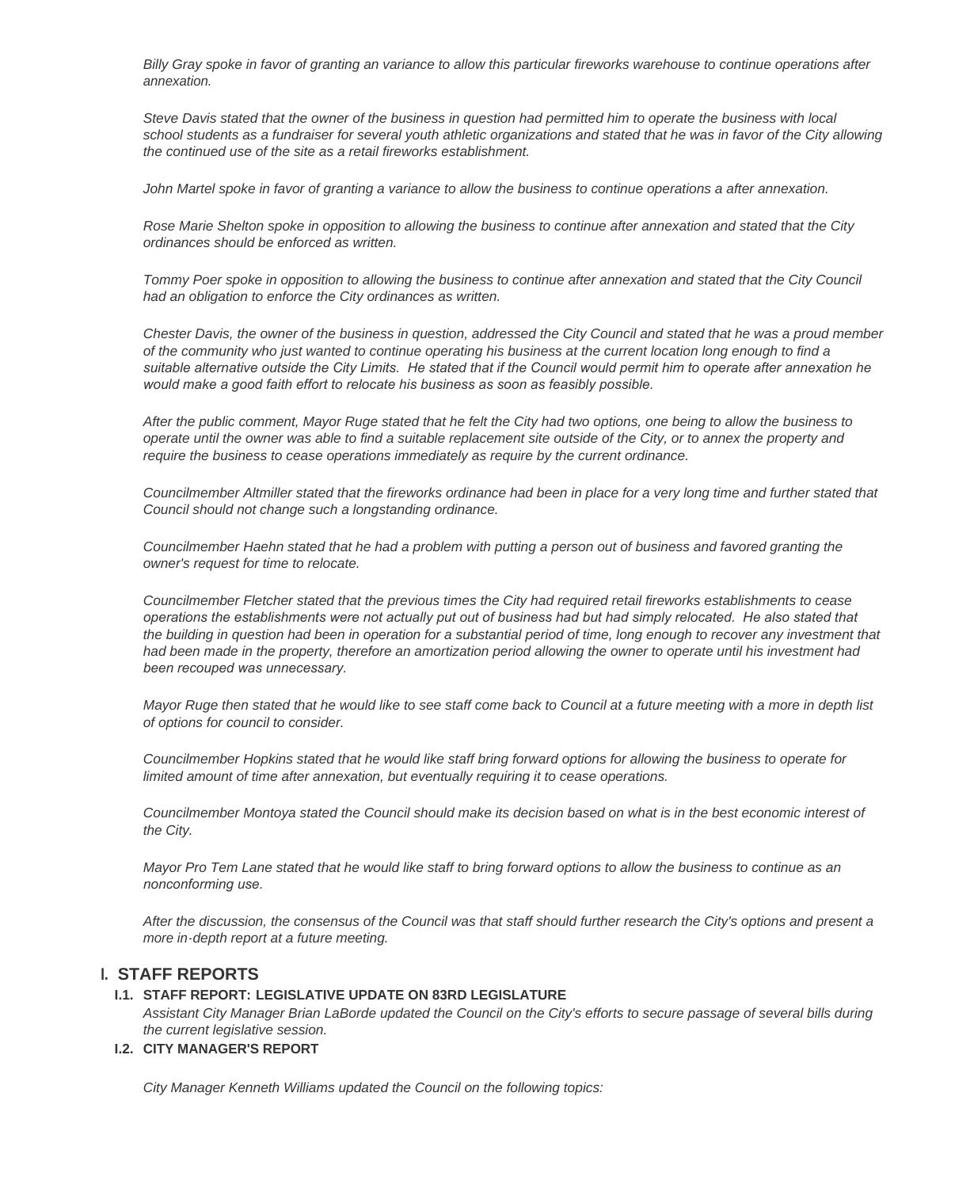*Billy Gray spoke in favor of granting an variance to allow this particular fireworks warehouse to continue operations after annexation.*

*Steve Davis stated that the owner of the business in question had permitted him to operate the business with local school students as a fundraiser for several youth athletic organizations and stated that he was in favor of the City allowing the continued use of the site as a retail fireworks establishment.*

*John Martel spoke in favor of granting a variance to allow the business to continue operations a after annexation.*

*Rose Marie Shelton spoke in opposition to allowing the business to continue after annexation and stated that the City ordinances should be enforced as written.*

*Tommy Poer spoke in opposition to allowing the business to continue after annexation and stated that the City Council had an obligation to enforce the City ordinances as written.*

*Chester Davis, the owner of the business in question, addressed the City Council and stated that he was a proud member of the community who just wanted to continue operating his business at the current location long enough to find a suitable alternative outside the City Limits. He stated that if the Council would permit him to operate after annexation he would make a good faith effort to relocate his business as soon as feasibly possible.*

*After the public comment, Mayor Ruge stated that he felt the City had two options, one being to allow the business to operate until the owner was able to find a suitable replacement site outside of the City, or to annex the property and require the business to cease operations immediately as require by the current ordinance.*

*Councilmember Altmiller stated that the fireworks ordinance had been in place for a very long time and further stated that Council should not change such a longstanding ordinance.*

*Councilmember Haehn stated that he had a problem with putting a person out of business and favored granting the owner's request for time to relocate.*

*Councilmember Fletcher stated that the previous times the City had required retail fireworks establishments to cease operations the establishments were not actually put out of business had but had simply relocated. He also stated that the building in question had been in operation for a substantial period of time, long enough to recover any investment that had been made in the property, therefore an amortization period allowing the owner to operate until his investment had been recouped was unnecessary.*

*Mayor Ruge then stated that he would like to see staff come back to Council at a future meeting with a more in depth list of options for council to consider.*

*Councilmember Hopkins stated that he would like staff bring forward options for allowing the business to operate for limited amount of time after annexation, but eventually requiring it to cease operations.*

*Councilmember Montoya stated the Council should make its decision based on what is in the best economic interest of the City.*

*Mayor Pro Tem Lane stated that he would like staff to bring forward options to allow the business to continue as an nonconforming use.*

*After the discussion, the consensus of the Council was that staff should further research the City's options and present a more in-depth report at a future meeting.*

## I. STAFF REPORTS

### I.1. STAFF REPORT: LEGISLATIVE UPDATE ON 83RD LEGISLATURE

*Assistant City Manager Brian LaBorde updated the Council on the City's efforts to secure passage of several bills during the current legislative session.*

### I.2. CITY MANAGER'S REPORT

*City Manager Kenneth Williams updated the Council on the following topics:*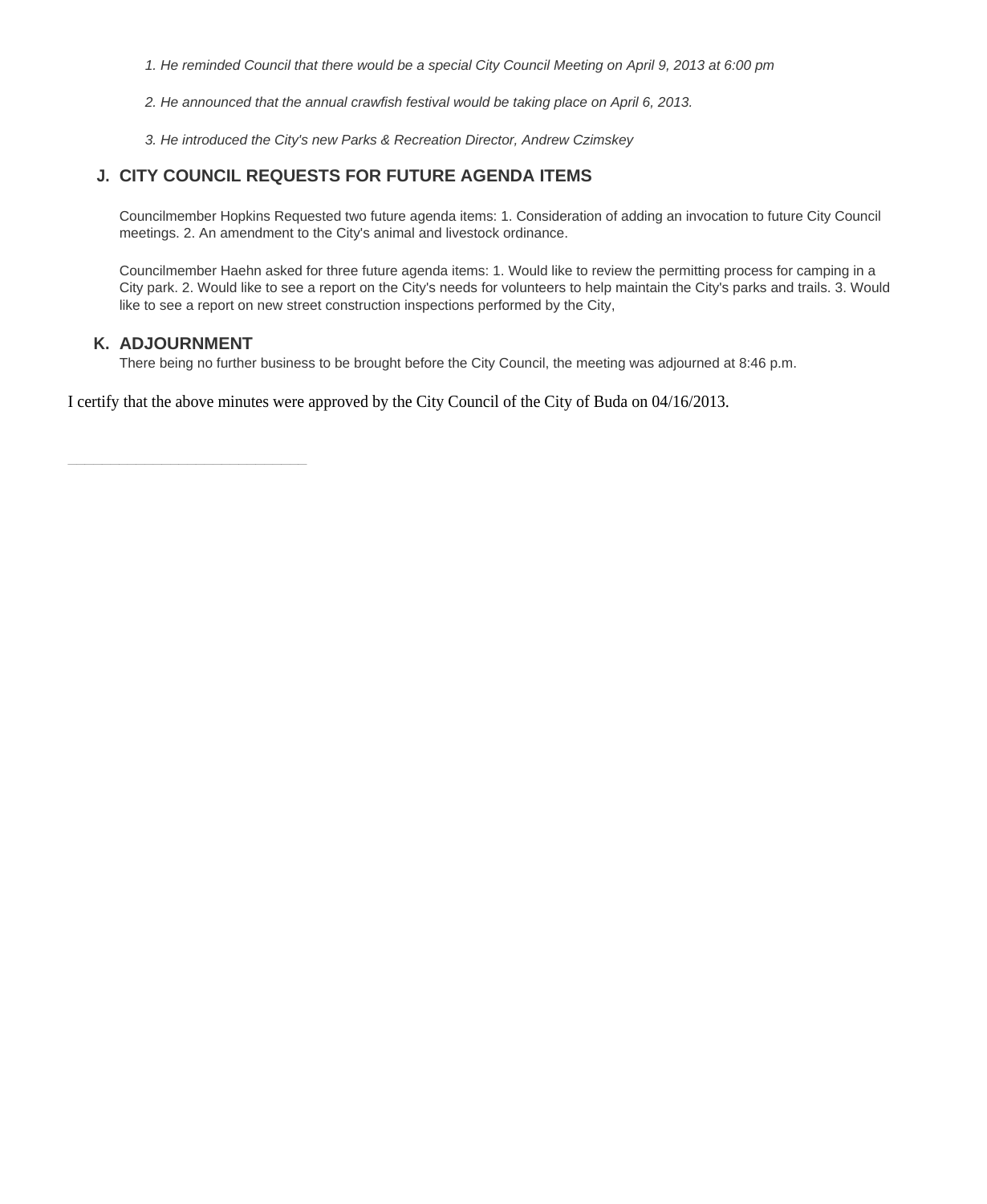*1. He reminded Council that there would be a special City Council Meeting on April 9, 2013 at 6:00 pm*

*2. He announced that the annual crawfish festival would be taking place on April 6, 2013.*

*3. He introduced the City's new Parks & Recreation Director, Andrew Czimskey*

## J. CITY COUNCIL REQUESTS FOR FUTURE AGENDA ITEMS

Councilmember Hopkins Requested two future agenda items: 1. Consideration of adding an invocation to future City Council meetings. 2. An amendment to the City's animal and livestock ordinance.

Councilmember Haehn asked for three future agenda items: 1. Would like to review the permitting process for camping in a City park. 2. Would like to see a report on the City's needs for volunteers to help maintain the City's parks and trails. 3. Would like to see a report on new street construction inspections performed by the City,

## K. ADJOURNMENT

There being no further business to be brought before the City Council, the meeting was adjourned at 8:46 p.m.

I certify that the above minutes were approved by the City Council of the City of Buda on 04/16/2013.

---